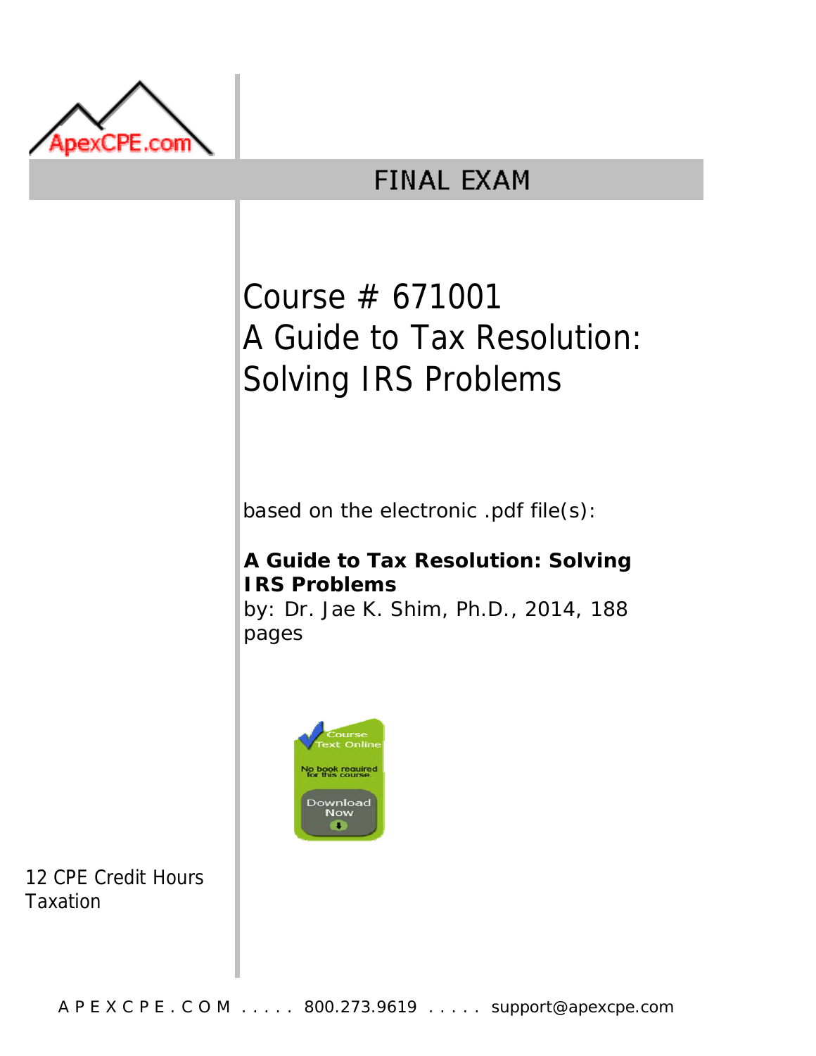ApexCPE.com

# FINAL EXAM

## Course # 671001
## A Guide to Tax Resolution: Solving IRS Problems

based on the electronic .pdf file(s):

**A Guide to Tax Resolution: Solving IRS Problems**
by: Dr. Jae K. Shim, Ph.D., 2014, 188 pages

Course Text Online
No book required for this course.
Download Now

12 CPE Credit Hours
Taxation

A P E X C P E . C O M . . . . . 800.273.9619 . . . . . support@apexcpe.com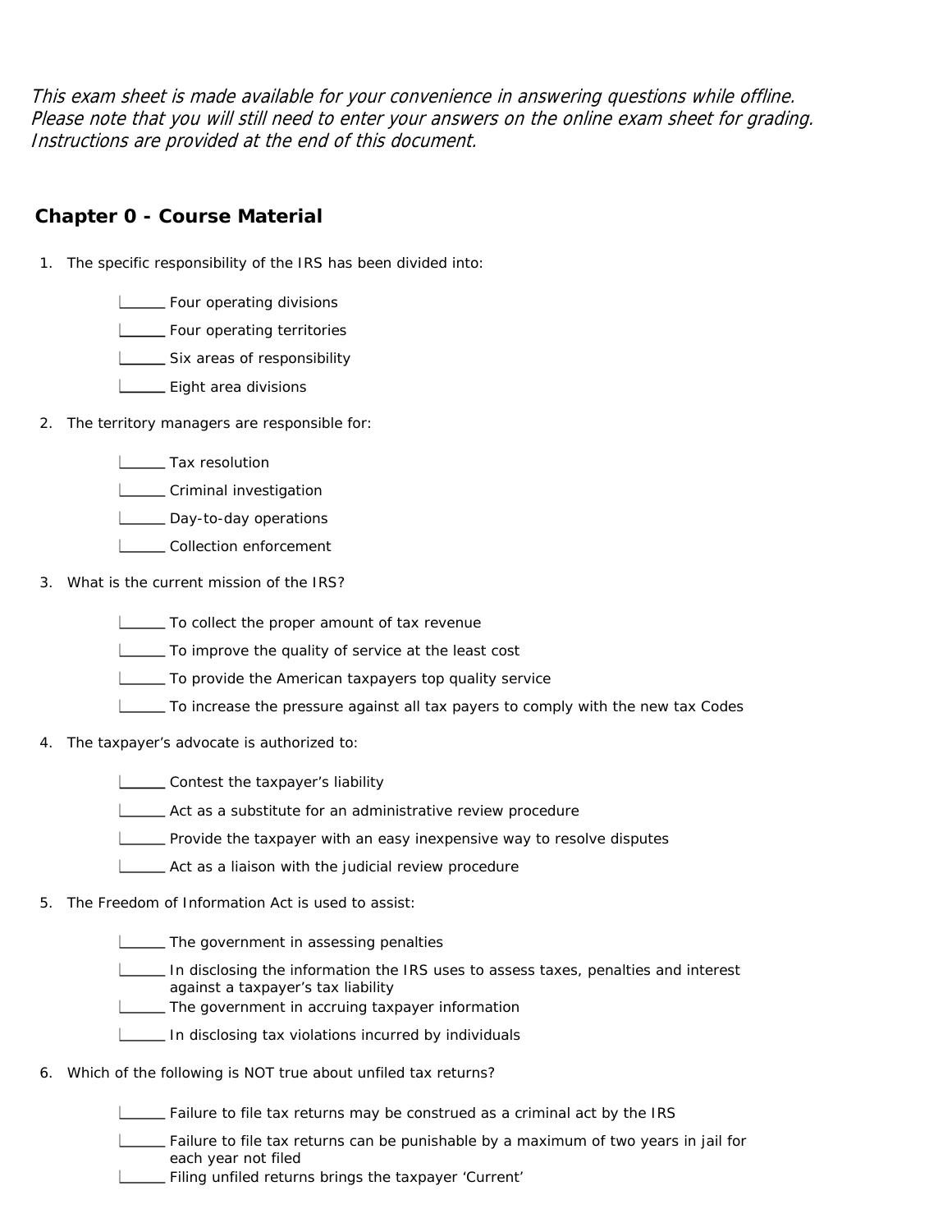*This exam sheet is made available for your convenience in answering questions while offline. Please note that you will still need to enter your answers on the online exam sheet for grading. Instructions are provided at the end of this document.*

## Chapter 0 - Course Material

1. The specific responsibility of the IRS has been divided into:

   - ______ Four operating divisions
   - ______ Four operating territories
   - ______ Six areas of responsibility
   - ______ Eight area divisions

2. The territory managers are responsible for:

   - ______ Tax resolution
   - ______ Criminal investigation
   - ______ Day-to-day operations
   - ______ Collection enforcement

3. What is the current mission of the IRS?

   - ______ To collect the proper amount of tax revenue
   - ______ To improve the quality of service at the least cost
   - ______ To provide the American taxpayers top quality service
   - ______ To increase the pressure against all tax payers to comply with the new tax Codes

4. The taxpayer's advocate is authorized to:

   - ______ Contest the taxpayer's liability
   - ______ Act as a substitute for an administrative review procedure
   - ______ Provide the taxpayer with an easy inexpensive way to resolve disputes
   - ______ Act as a liaison with the judicial review procedure

5. The Freedom of Information Act is used to assist:

   - ______ The government in assessing penalties
   - ______ In disclosing the information the IRS uses to assess taxes, penalties and interest against a taxpayer's tax liability
   - ______ The government in accruing taxpayer information
   - ______ In disclosing tax violations incurred by individuals

6. Which of the following is NOT true about unfiled tax returns?

   - ______ Failure to file tax returns may be construed as a criminal act by the IRS
   - ______ Failure to file tax returns can be punishable by a maximum of two years in jail for each year not filed
   - ______ Filing unfiled returns brings the taxpayer 'Current'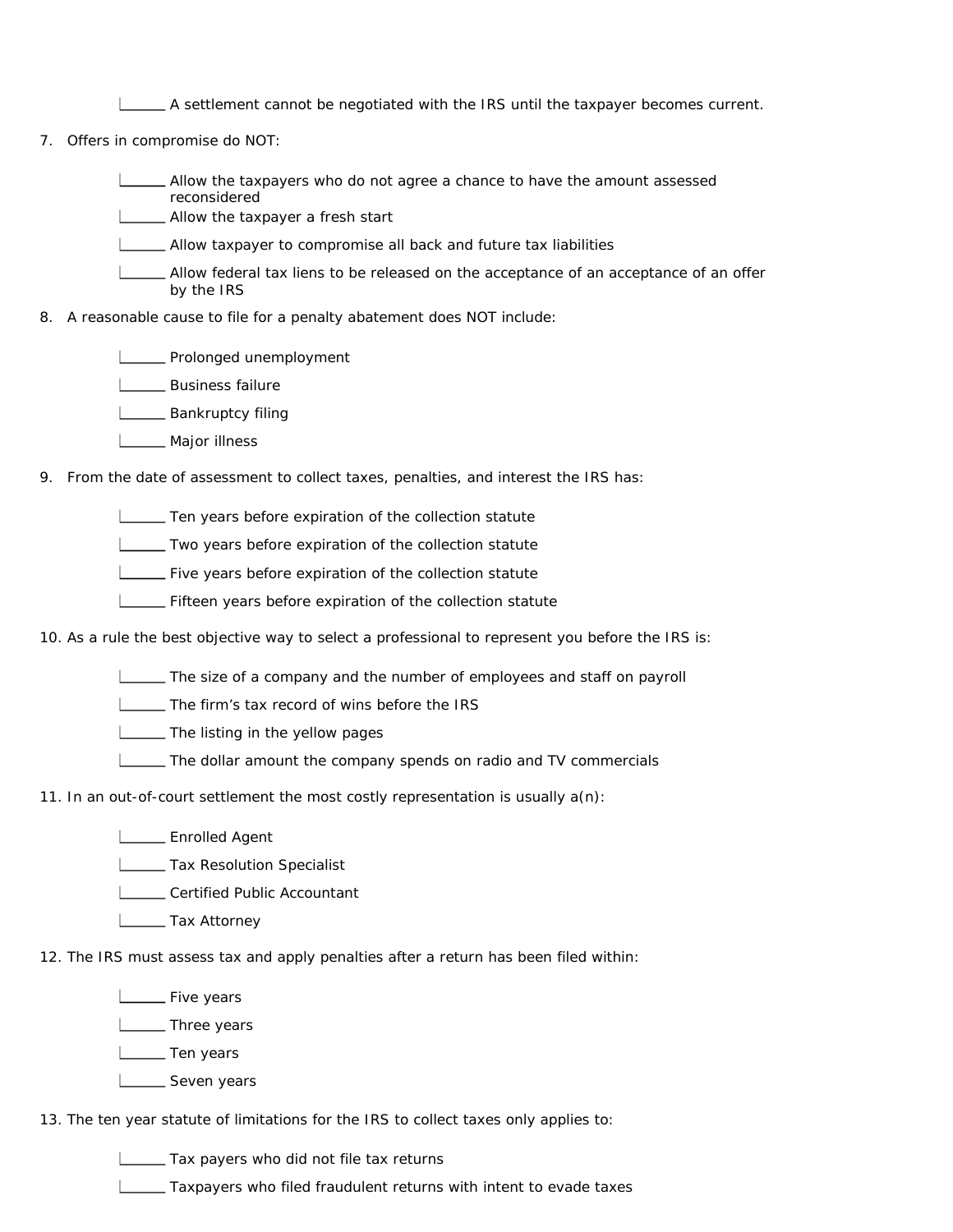______ A settlement cannot be negotiated with the IRS until the taxpayer becomes current.

7. Offers in compromise do NOT:

   ______ Allow the taxpayers who do not agree a chance to have the amount assessed reconsidered

   ______ Allow the taxpayer a fresh start

   ______ Allow taxpayer to compromise all back and future tax liabilities

   ______ Allow federal tax liens to be released on the acceptance of an acceptance of an offer by the IRS

8. A reasonable cause to file for a penalty abatement does NOT include:

   ______ Prolonged unemployment

   ______ Business failure

   ______ Bankruptcy filing

   ______ Major illness

9. From the date of assessment to collect taxes, penalties, and interest the IRS has:

   ______ Ten years before expiration of the collection statute

   ______ Two years before expiration of the collection statute

   ______ Five years before expiration of the collection statute

   ______ Fifteen years before expiration of the collection statute

10. As a rule the best objective way to select a professional to represent you before the IRS is:

   ______ The size of a company and the number of employees and staff on payroll

   ______ The firm's tax record of wins before the IRS

   ______ The listing in the yellow pages

   ______ The dollar amount the company spends on radio and TV commercials

11. In an out-of-court settlement the most costly representation is usually a(n):

   ______ Enrolled Agent

   ______ Tax Resolution Specialist

   ______ Certified Public Accountant

   ______ Tax Attorney

12. The IRS must assess tax and apply penalties after a return has been filed within:

   ______ Five years

   ______ Three years

   ______ Ten years

   ______ Seven years

13. The ten year statute of limitations for the IRS to collect taxes only applies to:

   ______ Tax payers who did not file tax returns

   ______ Taxpayers who filed fraudulent returns with intent to evade taxes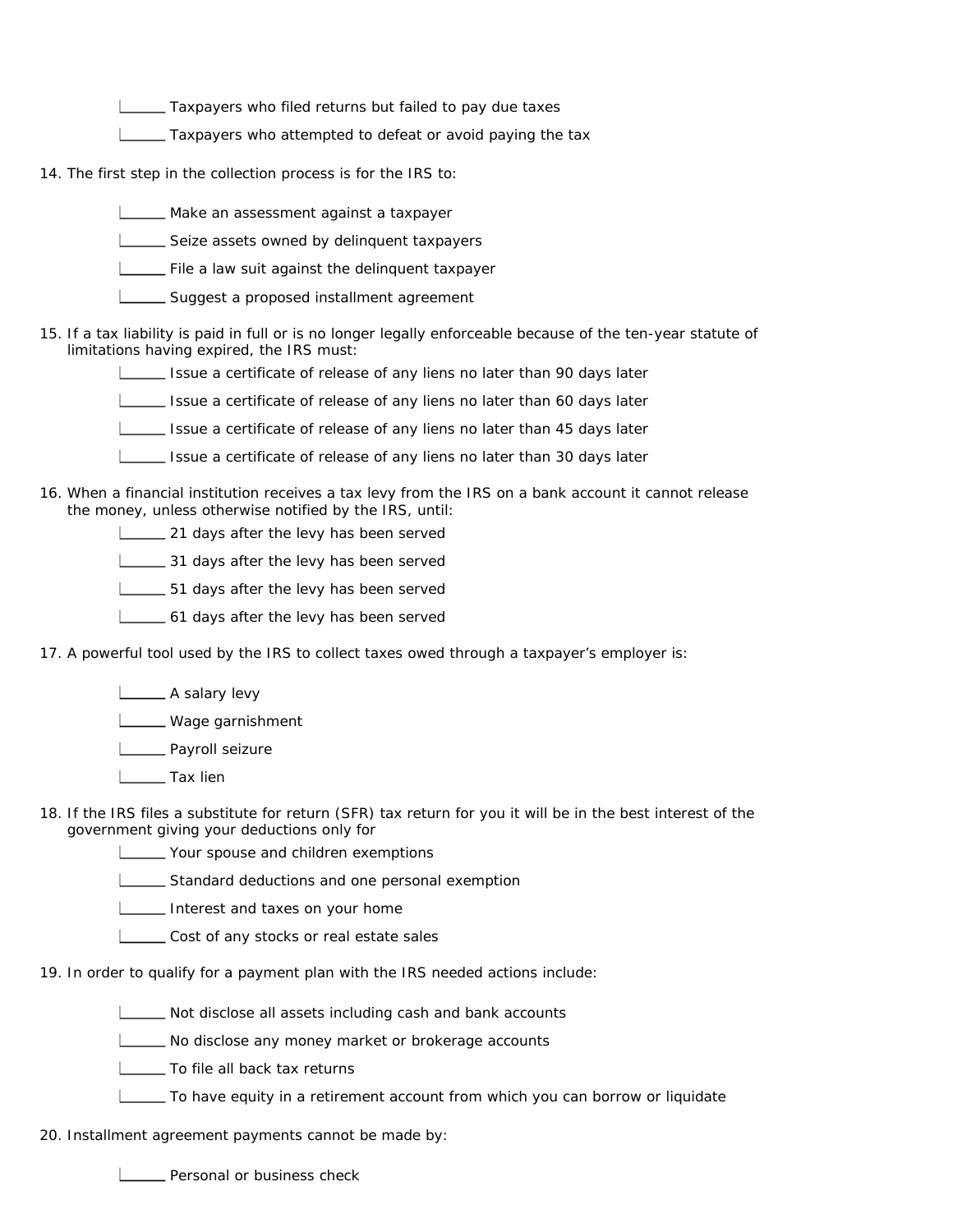- ______ Taxpayers who filed returns but failed to pay due taxes
- ______ Taxpayers who attempted to defeat or avoid paying the tax

14. The first step in the collection process is for the IRS to:

- ______ Make an assessment against a taxpayer
- ______ Seize assets owned by delinquent taxpayers
- ______ File a law suit against the delinquent taxpayer
- ______ Suggest a proposed installment agreement

15. If a tax liability is paid in full or is no longer legally enforceable because of the ten-year statute of limitations having expired, the IRS must:

- ______ Issue a certificate of release of any liens no later than 90 days later
- ______ Issue a certificate of release of any liens no later than 60 days later
- ______ Issue a certificate of release of any liens no later than 45 days later
- ______ Issue a certificate of release of any liens no later than 30 days later

16. When a financial institution receives a tax levy from the IRS on a bank account it cannot release the money, unless otherwise notified by the IRS, until:

- ______ 21 days after the levy has been served
- ______ 31 days after the levy has been served
- ______ 51 days after the levy has been served
- ______ 61 days after the levy has been served

17. A powerful tool used by the IRS to collect taxes owed through a taxpayer's employer is:

- ______ A salary levy
- ______ Wage garnishment
- ______ Payroll seizure
- ______ Tax lien

18. If the IRS files a substitute for return (SFR) tax return for you it will be in the best interest of the government giving your deductions only for

- ______ Your spouse and children exemptions
- ______ Standard deductions and one personal exemption
- ______ Interest and taxes on your home
- ______ Cost of any stocks or real estate sales

19. In order to qualify for a payment plan with the IRS needed actions include:

- ______ Not disclose all assets including cash and bank accounts
- ______ No disclose any money market or brokerage accounts
- ______ To file all back tax returns
- ______ To have equity in a retirement account from which you can borrow or liquidate

20. Installment agreement payments cannot be made by:

- ______ Personal or business check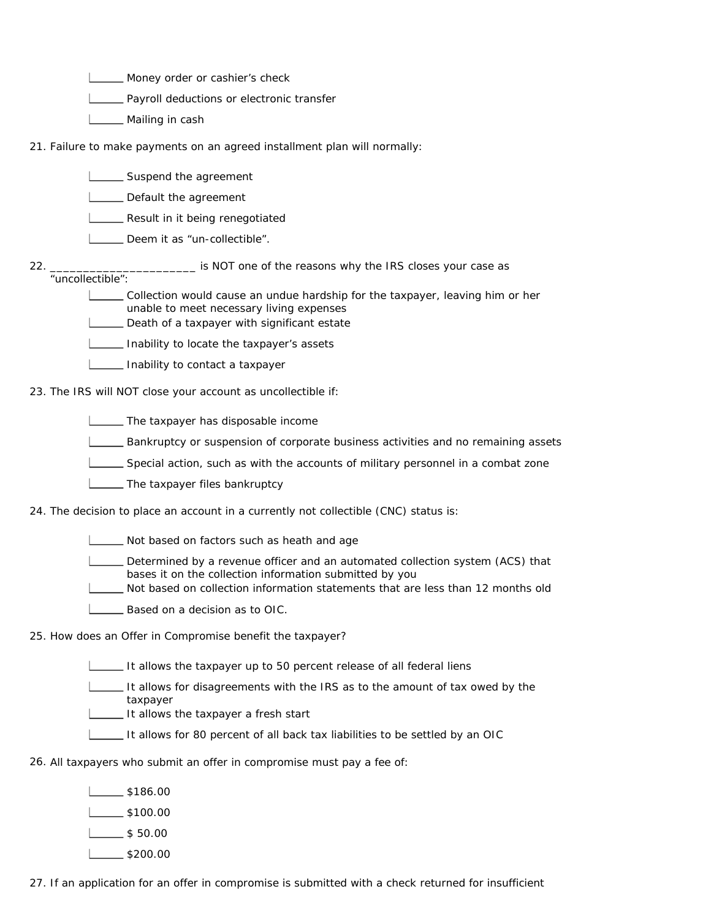______ Money order or cashier's check

______ Payroll deductions or electronic transfer

______ Mailing in cash

21. Failure to make payments on an agreed installment plan will normally:

    ______ Suspend the agreement

    ______ Default the agreement

    ______ Result in it being renegotiated

    ______ Deem it as "un-collectible".

22. ______________________ is NOT one of the reasons why the IRS closes your case as "uncollectible":

    ______ Collection would cause an undue hardship for the taxpayer, leaving him or her unable to meet necessary living expenses

    ______ Death of a taxpayer with significant estate

    ______ Inability to locate the taxpayer's assets

    ______ Inability to contact a taxpayer

23. The IRS will NOT close your account as uncollectible if:

    ______ The taxpayer has disposable income

    ______ Bankruptcy or suspension of corporate business activities and no remaining assets

    ______ Special action, such as with the accounts of military personnel in a combat zone

    ______ The taxpayer files bankruptcy

24. The decision to place an account in a currently not collectible (CNC) status is:

    ______ Not based on factors such as heath and age

    ______ Determined by a revenue officer and an automated collection system (ACS) that bases it on the collection information submitted by you

    ______ Not based on collection information statements that are less than 12 months old

    ______ Based on a decision as to OIC.

25. How does an Offer in Compromise benefit the taxpayer?

    ______ It allows the taxpayer up to 50 percent release of all federal liens

    ______ It allows for disagreements with the IRS as to the amount of tax owed by the taxpayer

    ______ It allows the taxpayer a fresh start

    ______ It allows for 80 percent of all back tax liabilities to be settled by an OIC

26. All taxpayers who submit an offer in compromise must pay a fee of:

    ______ $186.00

    ______ $100.00

    ______ $ 50.00

    ______ $200.00

27. If an application for an offer in compromise is submitted with a check returned for insufficient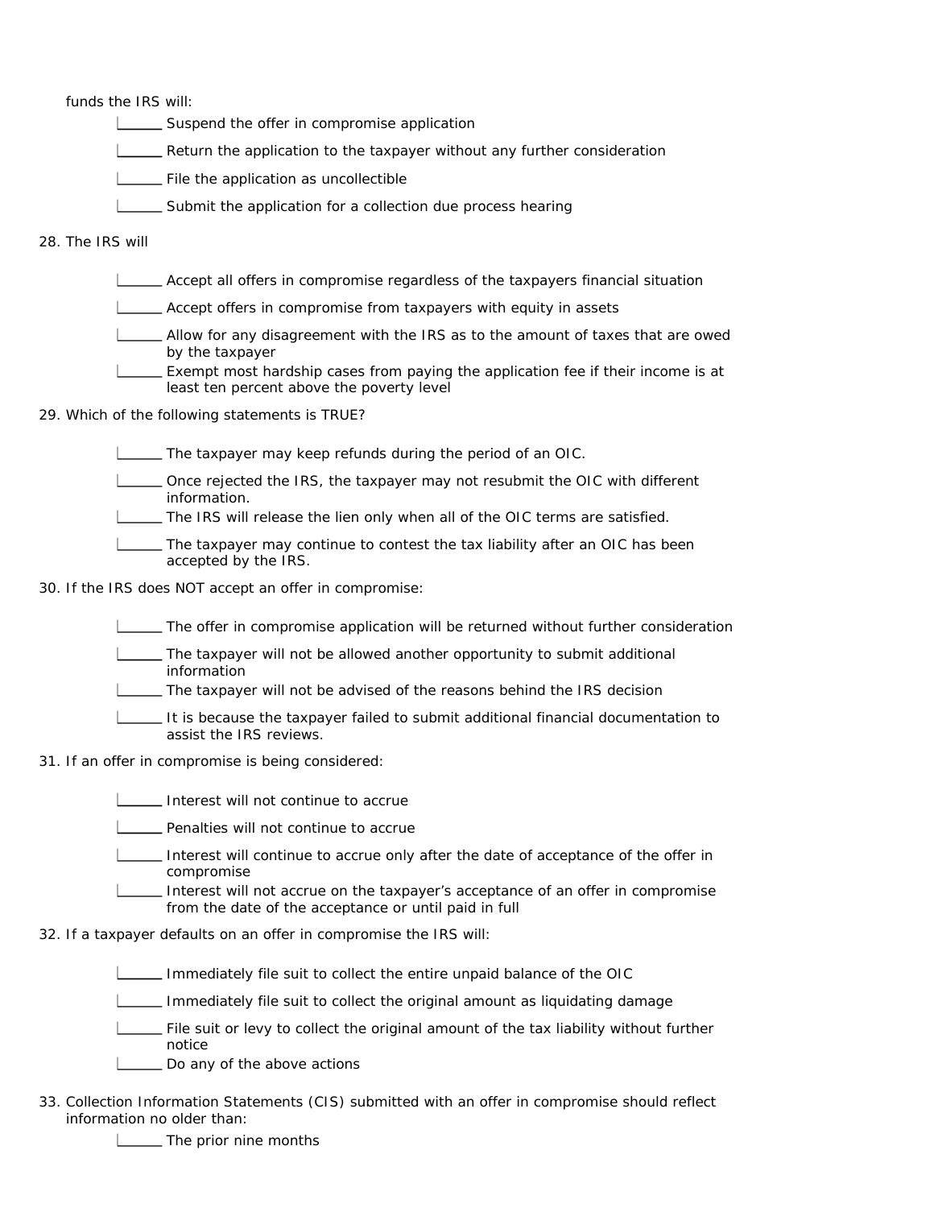funds the IRS will:

- ______ Suspend the offer in compromise application
- ______ Return the application to the taxpayer without any further consideration
- ______ File the application as uncollectible
- ______ Submit the application for a collection due process hearing

28. The IRS will

- ______ Accept all offers in compromise regardless of the taxpayers financial situation
- ______ Accept offers in compromise from taxpayers with equity in assets
- ______ Allow for any disagreement with the IRS as to the amount of taxes that are owed by the taxpayer
- ______ Exempt most hardship cases from paying the application fee if their income is at least ten percent above the poverty level

29. Which of the following statements is TRUE?

- ______ The taxpayer may keep refunds during the period of an OIC.
- ______ Once rejected the IRS, the taxpayer may not resubmit the OIC with different information.
- ______ The IRS will release the lien only when all of the OIC terms are satisfied.
- ______ The taxpayer may continue to contest the tax liability after an OIC has been accepted by the IRS.

30. If the IRS does NOT accept an offer in compromise:

- ______ The offer in compromise application will be returned without further consideration
- ______ The taxpayer will not be allowed another opportunity to submit additional information
- ______ The taxpayer will not be advised of the reasons behind the IRS decision
- ______ It is because the taxpayer failed to submit additional financial documentation to assist the IRS reviews.

31. If an offer in compromise is being considered:

- ______ Interest will not continue to accrue
- ______ Penalties will not continue to accrue
- ______ Interest will continue to accrue only after the date of acceptance of the offer in compromise
- ______ Interest will not accrue on the taxpayer's acceptance of an offer in compromise from the date of the acceptance or until paid in full

32. If a taxpayer defaults on an offer in compromise the IRS will:

- ______ Immediately file suit to collect the entire unpaid balance of the OIC
- ______ Immediately file suit to collect the original amount as liquidating damage
- ______ File suit or levy to collect the original amount of the tax liability without further notice
- ______ Do any of the above actions

33. Collection Information Statements (CIS) submitted with an offer in compromise should reflect information no older than:

- ______ The prior nine months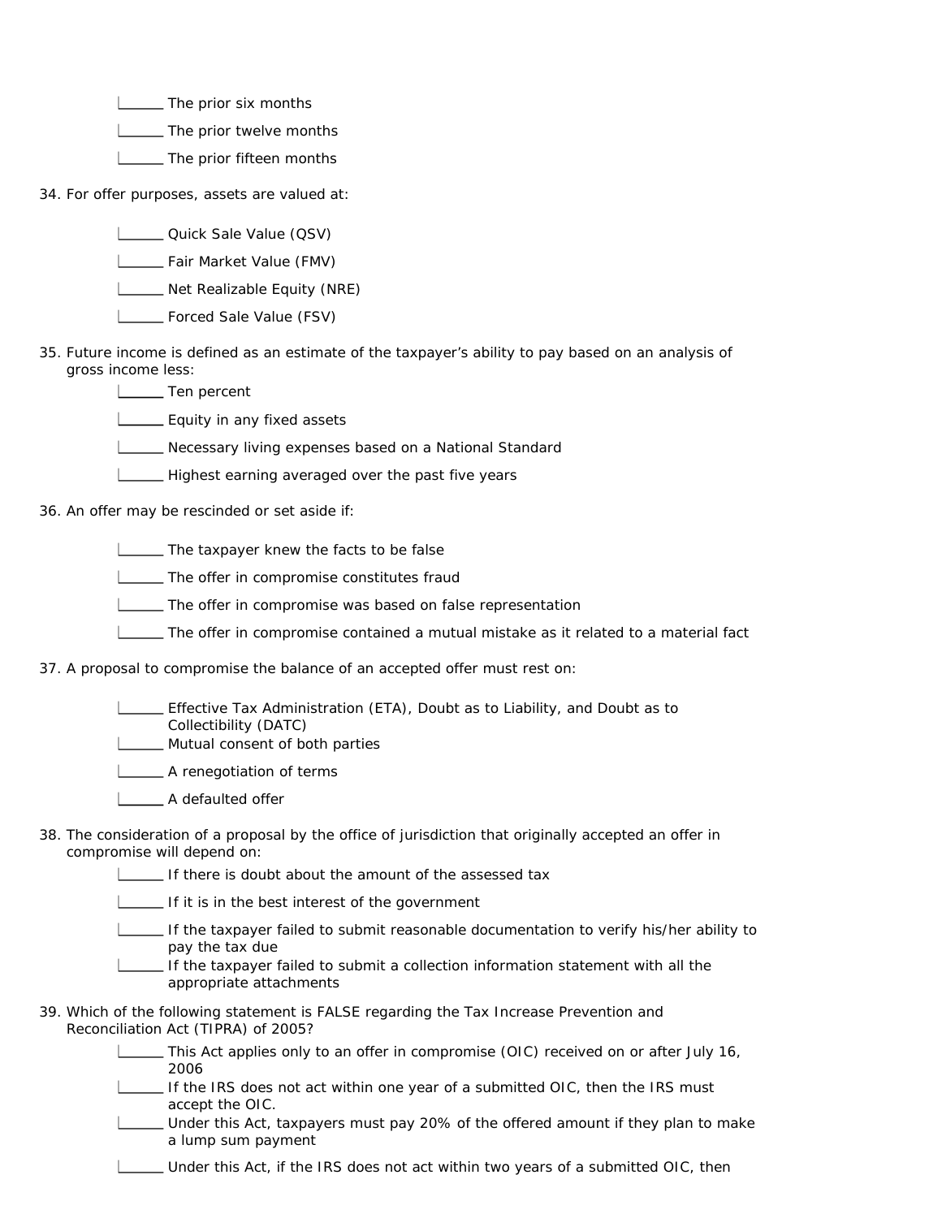______ The prior six months

______ The prior twelve months

______ The prior fifteen months

34. For offer purposes, assets are valued at:

    ______ Quick Sale Value (QSV)

    ______ Fair Market Value (FMV)

    ______ Net Realizable Equity (NRE)

    ______ Forced Sale Value (FSV)

35. Future income is defined as an estimate of the taxpayer's ability to pay based on an analysis of gross income less:

    ______ Ten percent

    ______ Equity in any fixed assets

    ______ Necessary living expenses based on a National Standard

    ______ Highest earning averaged over the past five years

36. An offer may be rescinded or set aside if:

    ______ The taxpayer knew the facts to be false

    ______ The offer in compromise constitutes fraud

    ______ The offer in compromise was based on false representation

    ______ The offer in compromise contained a mutual mistake as it related to a material fact

37. A proposal to compromise the balance of an accepted offer must rest on:

    ______ Effective Tax Administration (ETA), Doubt as to Liability, and Doubt as to Collectibility (DATC)

    ______ Mutual consent of both parties

    ______ A renegotiation of terms

    ______ A defaulted offer

38. The consideration of a proposal by the office of jurisdiction that originally accepted an offer in compromise will depend on:

    ______ If there is doubt about the amount of the assessed tax

    ______ If it is in the best interest of the government

    ______ If the taxpayer failed to submit reasonable documentation to verify his/her ability to pay the tax due

    ______ If the taxpayer failed to submit a collection information statement with all the appropriate attachments

39. Which of the following statement is FALSE regarding the Tax Increase Prevention and Reconciliation Act (TIPRA) of 2005?

    ______ This Act applies only to an offer in compromise (OIC) received on or after July 16, 2006

    ______ If the IRS does not act within one year of a submitted OIC, then the IRS must accept the OIC.

    ______ Under this Act, taxpayers must pay 20% of the offered amount if they plan to make a lump sum payment

    ______ Under this Act, if the IRS does not act within two years of a submitted OIC, then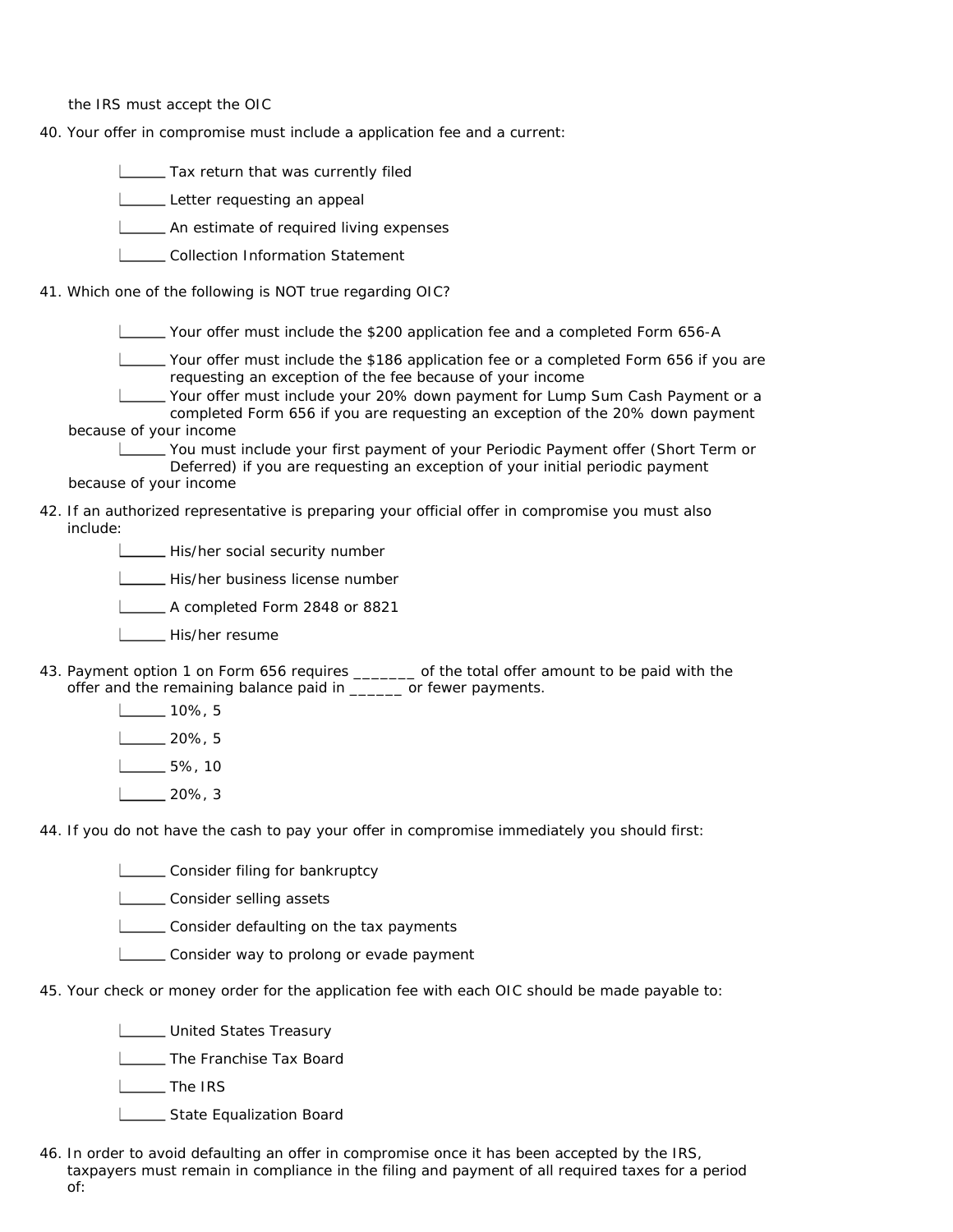the IRS must accept the OIC

40. Your offer in compromise must include a application fee and a current:

    ______ Tax return that was currently filed

    ______ Letter requesting an appeal

    ______ An estimate of required living expenses

    ______ Collection Information Statement

41. Which one of the following is NOT true regarding OIC?

    ______ Your offer must include the $200 application fee and a completed Form 656-A

    ______ Your offer must include the $186 application fee or a completed Form 656 if you are requesting an exception of the fee because of your income

    ______ Your offer must include your 20% down payment for Lump Sum Cash Payment or a completed Form 656 if you are requesting an exception of the 20% down payment because of your income

    ______ You must include your first payment of your Periodic Payment offer (Short Term or Deferred) if you are requesting an exception of your initial periodic payment because of your income

42. If an authorized representative is preparing your official offer in compromise you must also include:

    ______ His/her social security number

    ______ His/her business license number

    ______ A completed Form 2848 or 8821

    ______ His/her resume

43. Payment option 1 on Form 656 requires _______ of the total offer amount to be paid with the offer and the remaining balance paid in ______ or fewer payments.

    ______ 10%, 5

    ______ 20%, 5

    ______ 5%, 10

    ______ 20%, 3

44. If you do not have the cash to pay your offer in compromise immediately you should first:

    ______ Consider filing for bankruptcy

    ______ Consider selling assets

    ______ Consider defaulting on the tax payments

    ______ Consider way to prolong or evade payment

45. Your check or money order for the application fee with each OIC should be made payable to:

    ______ United States Treasury

    ______ The Franchise Tax Board

    ______ The IRS

    ______ State Equalization Board

46. In order to avoid defaulting an offer in compromise once it has been accepted by the IRS, taxpayers must remain in compliance in the filing and payment of all required taxes for a period of: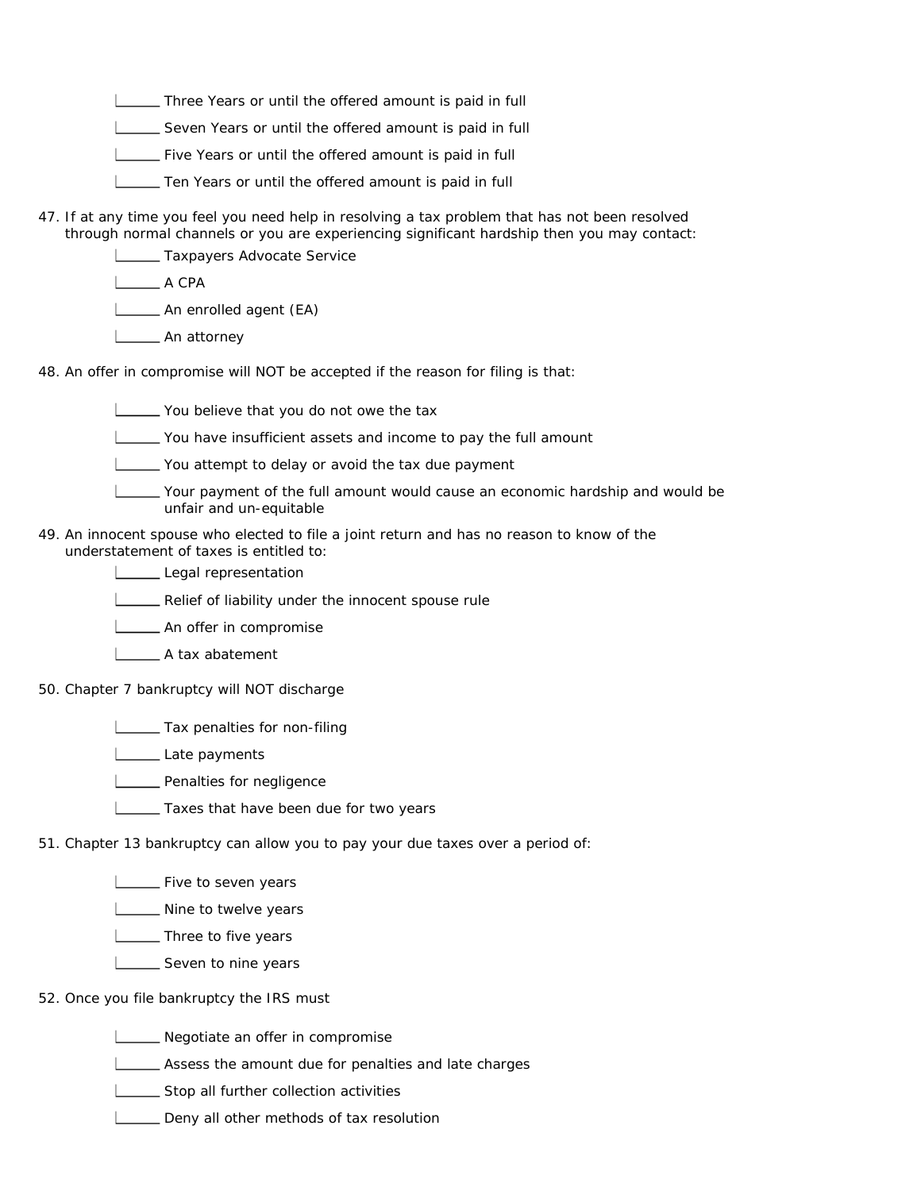- ______ Three Years or until the offered amount is paid in full
- ______ Seven Years or until the offered amount is paid in full
- ______ Five Years or until the offered amount is paid in full
- ______ Ten Years or until the offered amount is paid in full

47. If at any time you feel you need help in resolving a tax problem that has not been resolved through normal channels or you are experiencing significant hardship then you may contact:

- ______ Taxpayers Advocate Service
- ______ A CPA
- ______ An enrolled agent (EA)
- ______ An attorney

48. An offer in compromise will NOT be accepted if the reason for filing is that:

- ______ You believe that you do not owe the tax
- ______ You have insufficient assets and income to pay the full amount
- ______ You attempt to delay or avoid the tax due payment
- ______ Your payment of the full amount would cause an economic hardship and would be unfair and un-equitable

49. An innocent spouse who elected to file a joint return and has no reason to know of the understatement of taxes is entitled to:

- ______ Legal representation
- ______ Relief of liability under the innocent spouse rule
- ______ An offer in compromise
- ______ A tax abatement

50. Chapter 7 bankruptcy will NOT discharge

- ______ Tax penalties for non-filing
- ______ Late payments
- ______ Penalties for negligence
- ______ Taxes that have been due for two years

51. Chapter 13 bankruptcy can allow you to pay your due taxes over a period of:

- ______ Five to seven years
- ______ Nine to twelve years
- ______ Three to five years
- ______ Seven to nine years

52. Once you file bankruptcy the IRS must

- ______ Negotiate an offer in compromise
- ______ Assess the amount due for penalties and late charges
- ______ Stop all further collection activities
- ______ Deny all other methods of tax resolution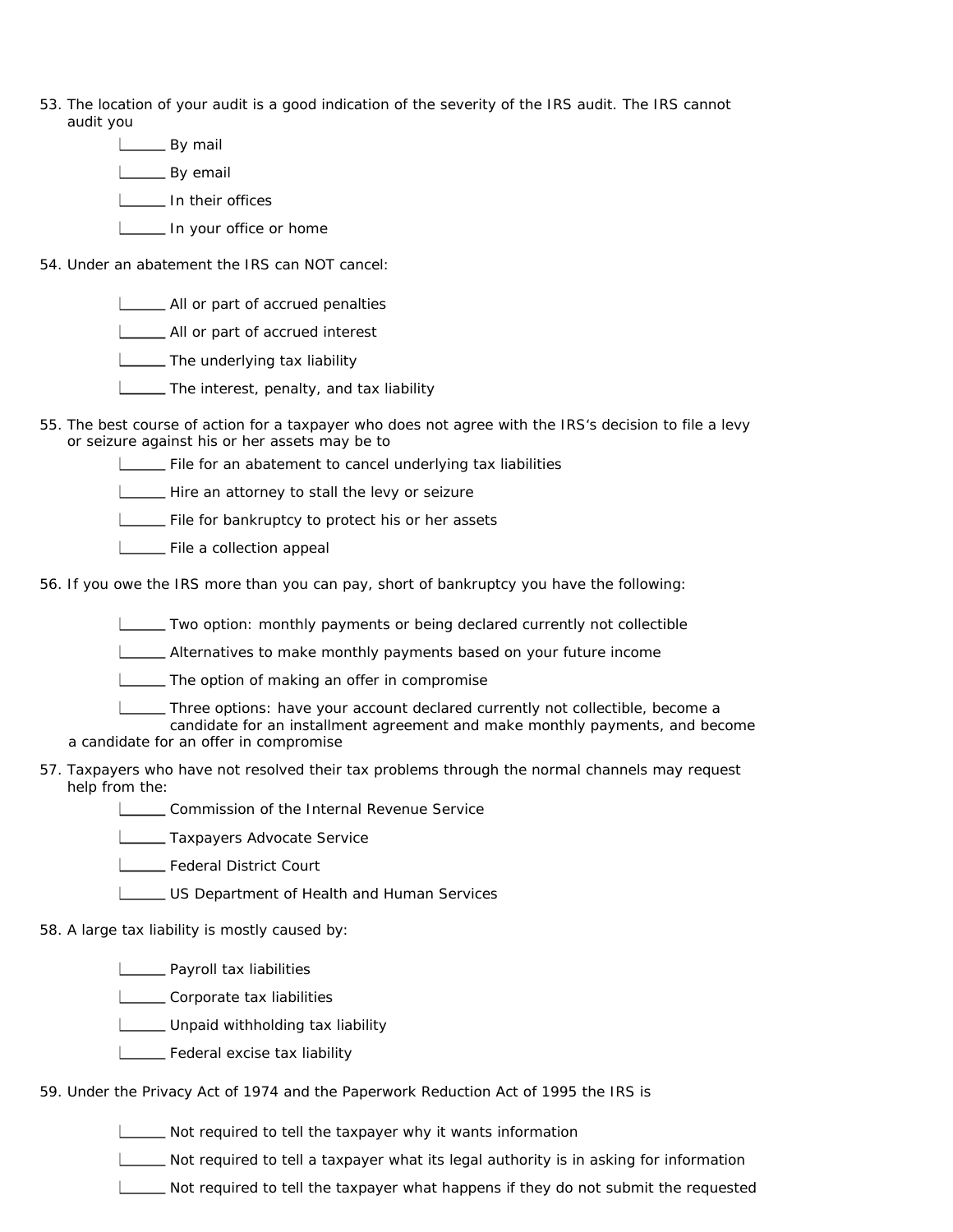53. The location of your audit is a good indication of the severity of the IRS audit. The IRS cannot audit you

    ______ By mail

    ______ By email

    ______ In their offices

    ______ In your office or home

54. Under an abatement the IRS can NOT cancel:

    ______ All or part of accrued penalties

    ______ All or part of accrued interest

    ______ The underlying tax liability

    ______ The interest, penalty, and tax liability

55. The best course of action for a taxpayer who does not agree with the IRS's decision to file a levy or seizure against his or her assets may be to

    ______ File for an abatement to cancel underlying tax liabilities

    ______ Hire an attorney to stall the levy or seizure

    ______ File for bankruptcy to protect his or her assets

    ______ File a collection appeal

56. If you owe the IRS more than you can pay, short of bankruptcy you have the following:

    ______ Two option: monthly payments or being declared currently not collectible

    ______ Alternatives to make monthly payments based on your future income

    ______ The option of making an offer in compromise

    ______ Three options: have your account declared currently not collectible, become a candidate for an installment agreement and make monthly payments, and become a candidate for an offer in compromise

57. Taxpayers who have not resolved their tax problems through the normal channels may request help from the:

    ______ Commission of the Internal Revenue Service

    ______ Taxpayers Advocate Service

    ______ Federal District Court

    ______ US Department of Health and Human Services

58. A large tax liability is mostly caused by:

    ______ Payroll tax liabilities

    ______ Corporate tax liabilities

    ______ Unpaid withholding tax liability

    ______ Federal excise tax liability

59. Under the Privacy Act of 1974 and the Paperwork Reduction Act of 1995 the IRS is

    ______ Not required to tell the taxpayer why it wants information

    ______ Not required to tell a taxpayer what its legal authority is in asking for information

    ______ Not required to tell the taxpayer what happens if they do not submit the requested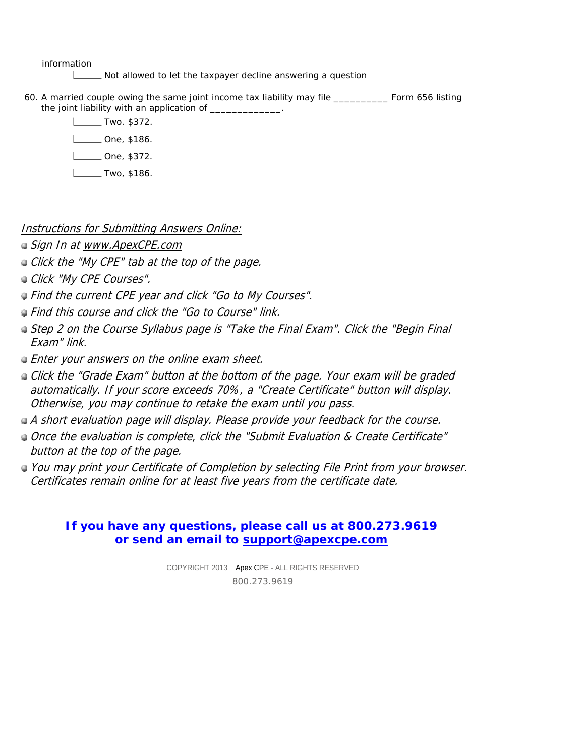information

\_\_\_\_\_\_ Not allowed to let the taxpayer decline answering a question

60. A married couple owing the same joint income tax liability may file __________ Form 656 listing the joint liability with an application of _____________.

    ______ Two. $372.

    ______ One, $186.

    ______ One, $372.

    ______ Two, $186.

*Instructions for Submitting Answers Online:*

- *Sign In at www.ApexCPE.com*
- *Click the "My CPE" tab at the top of the page.*
- *Click "My CPE Courses".*
- *Find the current CPE year and click "Go to My Courses".*
- *Find this course and click the "Go to Course" link.*
- *Step 2 on the Course Syllabus page is "Take the Final Exam". Click the "Begin Final Exam" link.*
- *Enter your answers on the online exam sheet.*
- *Click the "Grade Exam" button at the bottom of the page. Your exam will be graded automatically. If your score exceeds 70%, a "Create Certificate" button will display. Otherwise, you may continue to retake the exam until you pass.*
- *A short evaluation page will display. Please provide your feedback for the course.*
- *Once the evaluation is complete, click the "Submit Evaluation & Create Certificate" button at the top of the page.*
- *You may print your Certificate of Completion by selecting File Print from your browser. Certificates remain online for at least five years from the certificate date.*

**If you have any questions, please call us at 800.273.9619 or send an email to support@apexcpe.com**

COPYRIGHT 2013 Apex CPE - ALL RIGHTS RESERVED

800.273.9619